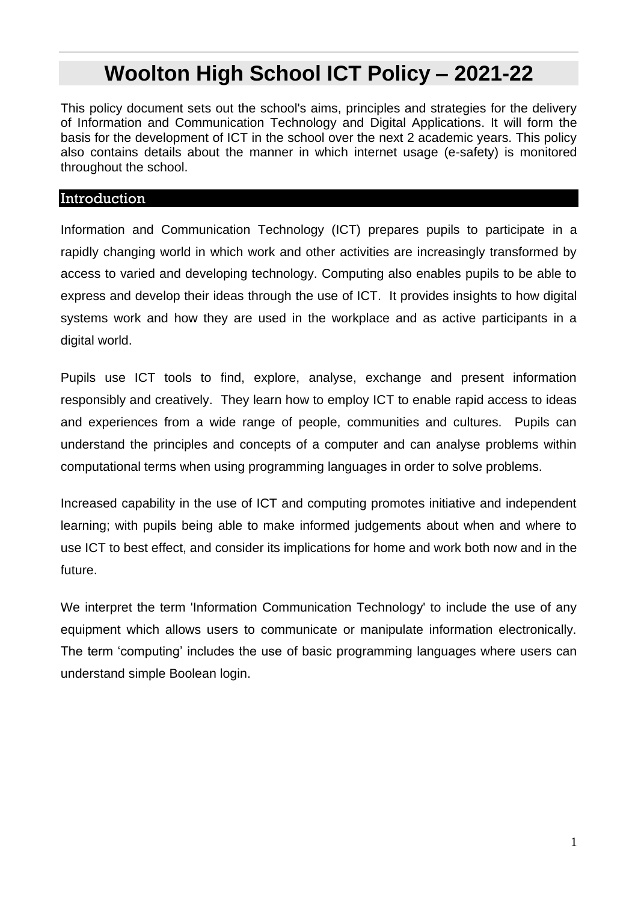# Woolton High School ICT Policy – 2021-22

This policy document sets out the school's aims, principles and strategies for the delivery of Information and Communication Technology and Digital Applications. It will form the basis for the development of ICT in the school over the next 2 academic years. This policy also contains details about the manner in which internet usage (e-safety) is monitored throughout the school.

## Introduction

Information and Communication Technology (ICT) prepares pupils to participate in a rapidly changing world in which work and other activities are increasingly transformed by access to varied and developing technology. Computing also enables pupils to be able to express and develop their ideas through the use of ICT. It provides insights to how digital systems work and how they are used in the workplace and as active participants in a digital world.

Pupils use ICT tools to find, explore, analyse, exchange and present information responsibly and creatively. They learn how to employ ICT to enable rapid access to ideas and experiences from a wide range of people, communities and cultures. Pupils can understand the principles and concepts of a computer and can analyse problems within computational terms when using programming languages in order to solve problems.

Increased capability in the use of ICT and computing promotes initiative and independent learning; with pupils being able to make informed judgements about when and where to use ICT to best effect, and consider its implications for home and work both now and in the future.

We interpret the term 'Information Communication Technology' to include the use of any equipment which allows users to communicate or manipulate information electronically. The term 'computing' includes the use of basic programming languages where users can understand simple Boolean login.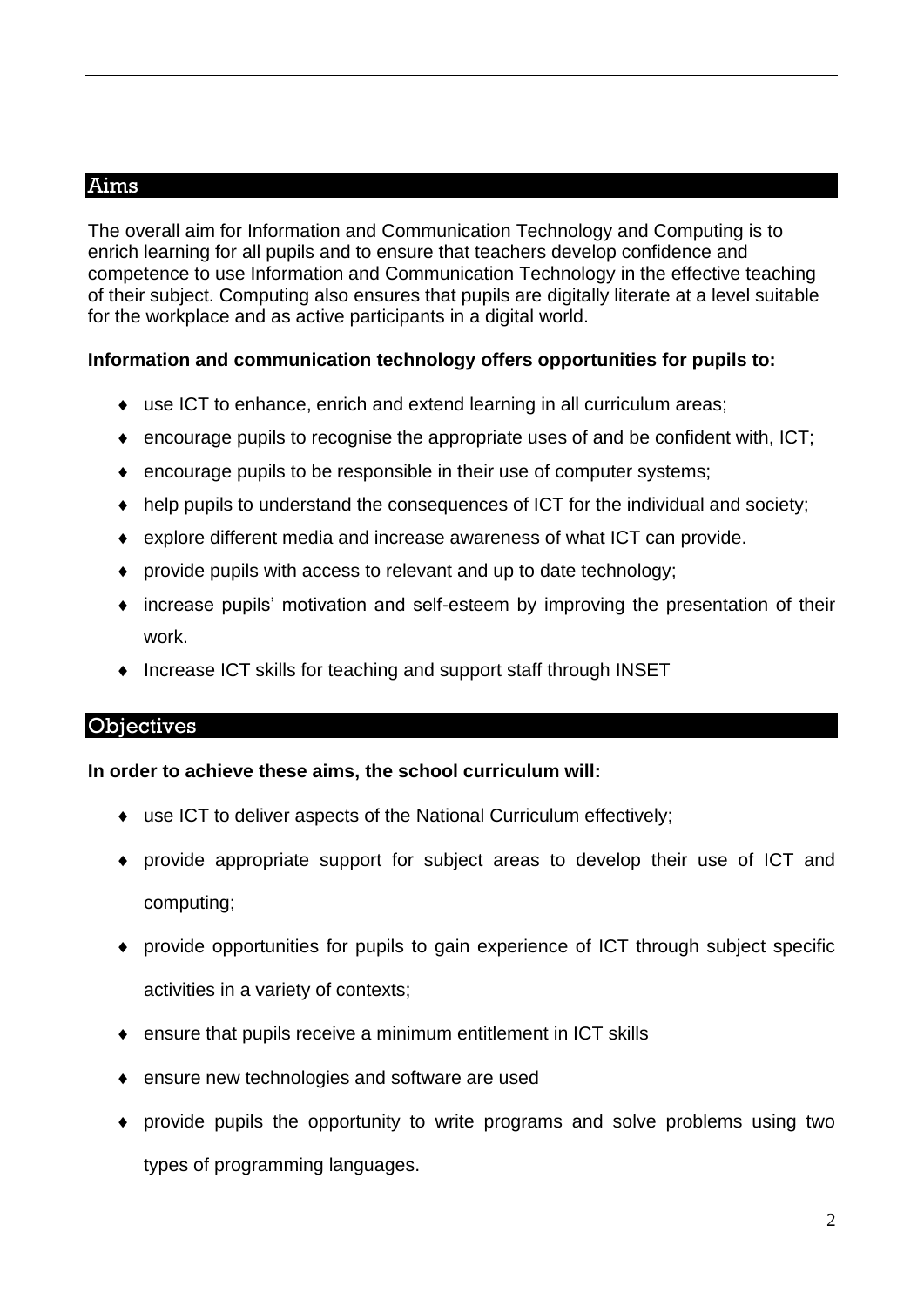## Aims

The overall aim for Information and Communication Technology and Computing is to enrich learning for all pupils and to ensure that teachers develop confidence and competence to use Information and Communication Technology in the effective teaching of their subject. Computing also ensures that pupils are digitally literate at a level suitable for the workplace and as active participants in a digital world.

**Information and communication technology offers opportunities for pupils to:**

- use ICT to enhance, enrich and extend learning in all curriculum areas;
- encourage pupils to recognise the appropriate uses of and be confident with, ICT;
- encourage pupils to be responsible in their use of computer systems;
- help pupils to understand the consequences of ICT for the individual and society;
- explore different media and increase awareness of what ICT can provide.
- provide pupils with access to relevant and up to date technology;
- increase pupils' motivation and self-esteem by improving the presentation of their work.
- Increase ICT skills for teaching and support staff through INSET

## Objectives

**In order to achieve these aims, the school curriculum will:**

- use ICT to deliver aspects of the National Curriculum effectively;
- provide appropriate support for subject areas to develop their use of ICT and computing;
- provide opportunities for pupils to gain experience of ICT through subject specific activities in a variety of contexts;
- ensure that pupils receive a minimum entitlement in ICT skills
- ensure new technologies and software are used
- provide pupils the opportunity to write programs and solve problems using two types of programming languages.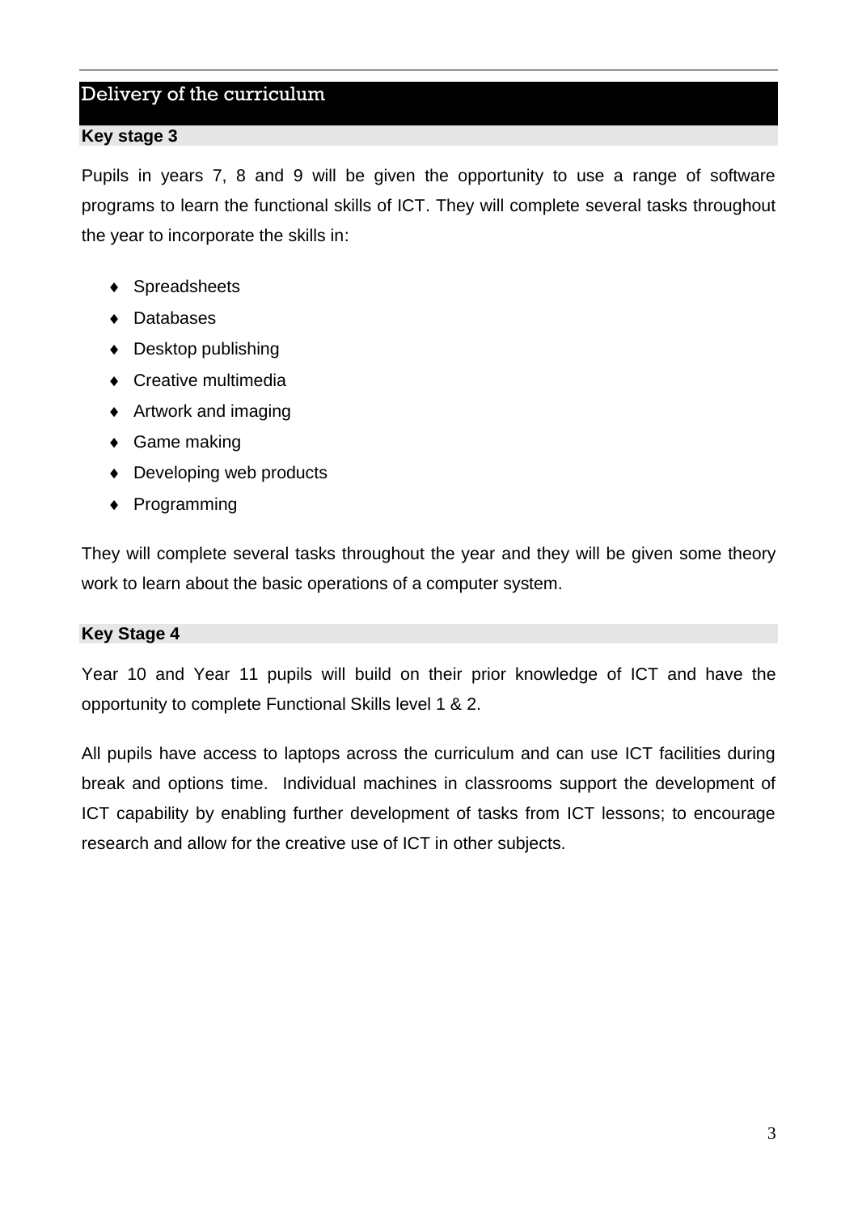## Delivery of the curriculum

### Key stage 3

Pupils in years 7, 8 and 9 will be given the opportunity to use a range of software programs to learn the functional skills of ICT. They will complete several tasks throughout the year to incorporate the skills in:

- Spreadsheets
- Databases
- Desktop publishing
- Creative multimedia
- Artwork and imaging
- Game making
- Developing web products
- Programming

They will complete several tasks throughout the year and they will be given some theory work to learn about the basic operations of a computer system.

### Key Stage 4

Year 10 and Year 11 pupils will build on their prior knowledge of ICT and have the opportunity to complete Functional Skills level 1 & 2.

All pupils have access to laptops across the curriculum and can use ICT facilities during break and options time. Individual machines in classrooms support the development of ICT capability by enabling further development of tasks from ICT lessons; to encourage research and allow for the creative use of ICT in other subjects.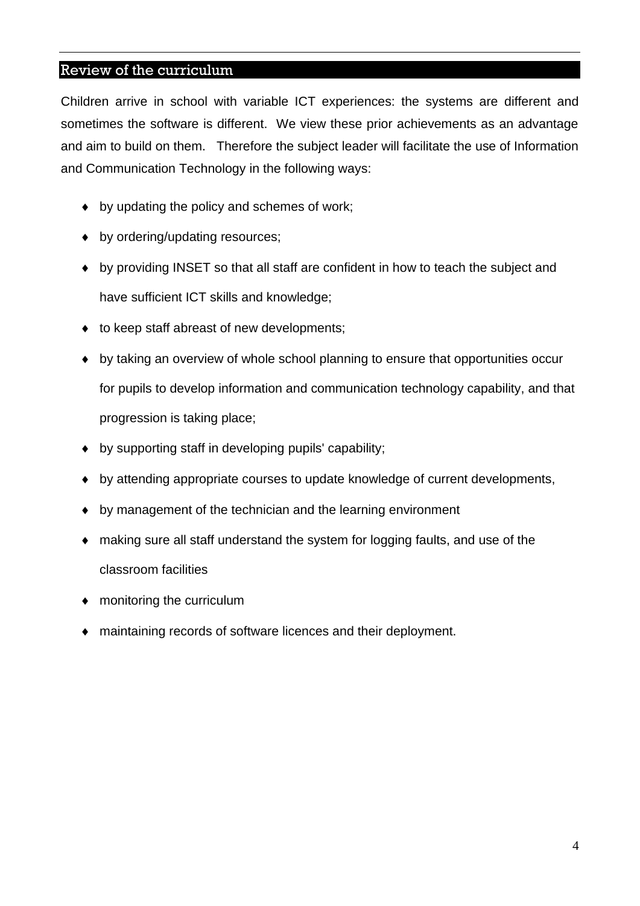## Review of the curriculum

Children arrive in school with variable ICT experiences: the systems are different and sometimes the software is different. We view these prior achievements as an advantage and aim to build on them. Therefore the subject leader will facilitate the use of Information and Communication Technology in the following ways:

- by updating the policy and schemes of work;
- by ordering/updating resources;
- by providing INSET so that all staff are confident in how to teach the subject and have sufficient ICT skills and knowledge;
- to keep staff abreast of new developments;
- by taking an overview of whole school planning to ensure that opportunities occur for pupils to develop information and communication technology capability, and that progression is taking place;
- by supporting staff in developing pupils' capability;
- by attending appropriate courses to update knowledge of current developments,
- by management of the technician and the learning environment
- making sure all staff understand the system for logging faults, and use of the classroom facilities
- monitoring the curriculum
- maintaining records of software licences and their deployment.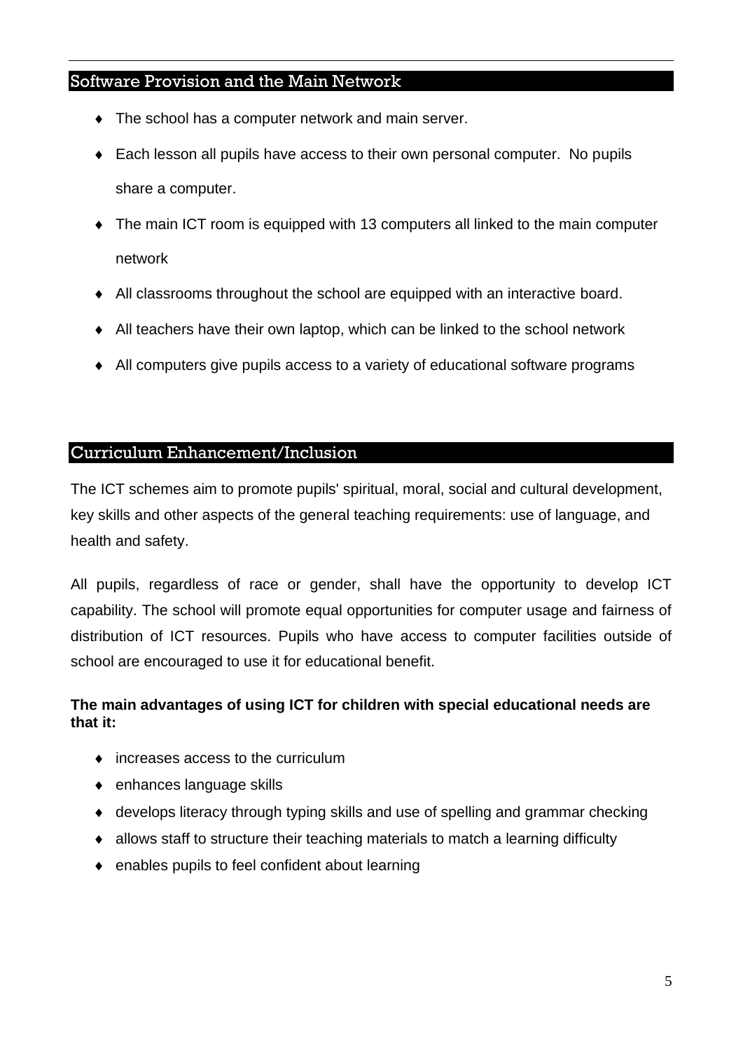## Software Provision and the Main Network

- The school has a computer network and main server.
- Each lesson all pupils have access to their own personal computer. No pupils share a computer.
- The main ICT room is equipped with 13 computers all linked to the main computer network
- All classrooms throughout the school are equipped with an interactive board.
- All teachers have their own laptop, which can be linked to the school network
- All computers give pupils access to a variety of educational software programs

## Curriculum Enhancement/Inclusion

The ICT schemes aim to promote pupils' spiritual, moral, social and cultural development, key skills and other aspects of the general teaching requirements: use of language, and health and safety.

All pupils, regardless of race or gender, shall have the opportunity to develop ICT capability. The school will promote equal opportunities for computer usage and fairness of distribution of ICT resources. Pupils who have access to computer facilities outside of school are encouraged to use it for educational benefit.

**The main advantages of using ICT for children with special educational needs are that it:**

- increases access to the curriculum
- enhances language skills
- develops literacy through typing skills and use of spelling and grammar checking
- allows staff to structure their teaching materials to match a learning difficulty
- enables pupils to feel confident about learning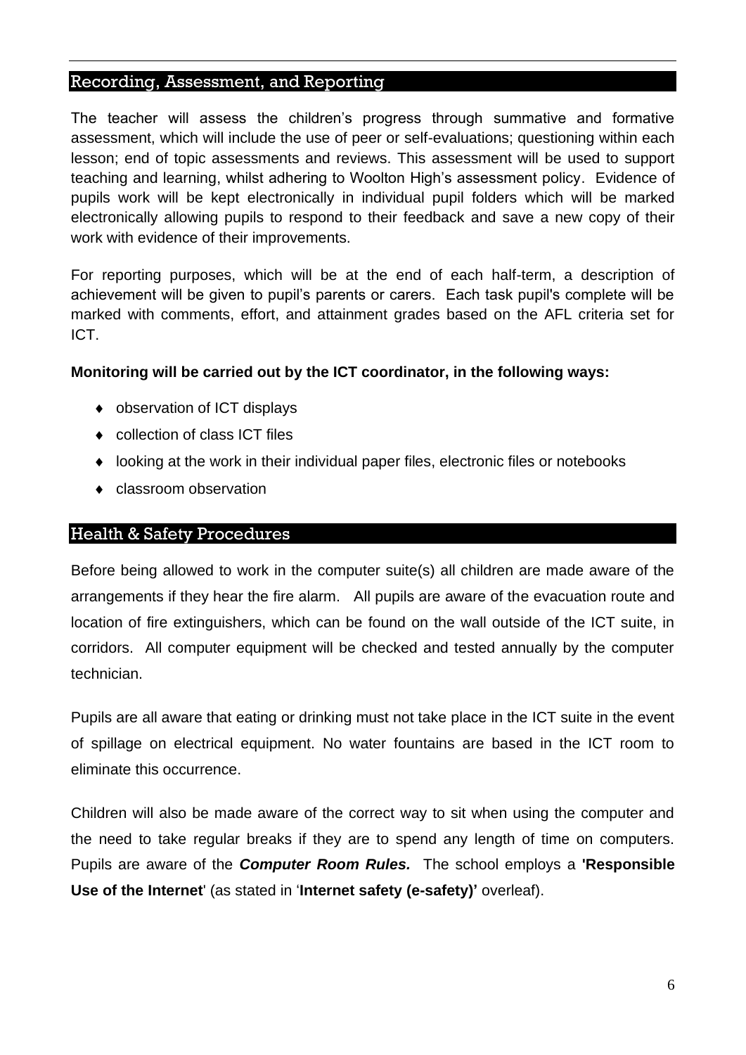## Recording, Assessment, and Reporting

The teacher will assess the children's progress through summative and formative assessment, which will include the use of peer or self-evaluations; questioning within each lesson; end of topic assessments and reviews. This assessment will be used to support teaching and learning, whilst adhering to Woolton High's assessment policy. Evidence of pupils work will be kept electronically in individual pupil folders which will be marked electronically allowing pupils to respond to their feedback and save a new copy of their work with evidence of their improvements.

For reporting purposes, which will be at the end of each half-term, a description of achievement will be given to pupil's parents or carers. Each task pupil's complete will be marked with comments, effort, and attainment grades based on the AFL criteria set for ICT.

**Monitoring will be carried out by the ICT coordinator, in the following ways:**

- observation of ICT displays
- collection of class ICT files
- looking at the work in their individual paper files, electronic files or notebooks
- classroom observation

## Health & Safety Procedures

Before being allowed to work in the computer suite(s) all children are made aware of the arrangements if they hear the fire alarm. All pupils are aware of the evacuation route and location of fire extinguishers, which can be found on the wall outside of the ICT suite, in corridors. All computer equipment will be checked and tested annually by the computer technician.

Pupils are all aware that eating or drinking must not take place in the ICT suite in the event of spillage on electrical equipment. No water fountains are based in the ICT room to eliminate this occurrence.

Children will also be made aware of the correct way to sit when using the computer and the need to take regular breaks if they are to spend any length of time on computers. Pupils are aware of the ***Computer Room Rules.*** The school employs a **'Responsible Use of the Internet**' (as stated in '**Internet safety (e-safety)'** overleaf).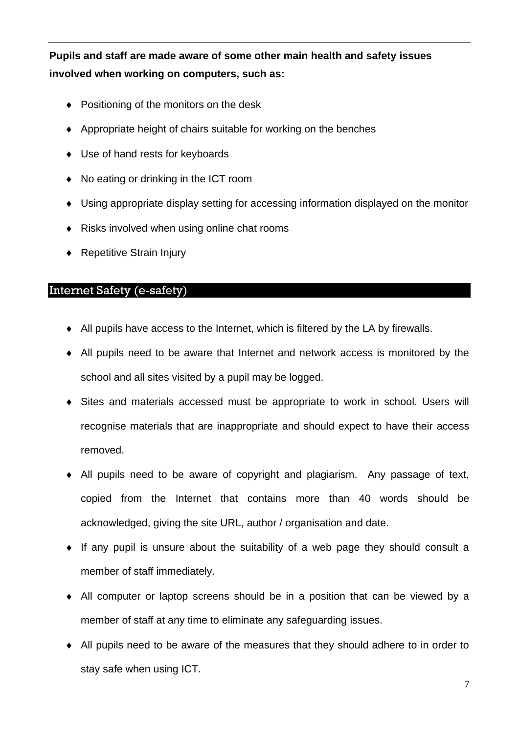**Pupils and staff are made aware of some other main health and safety issues involved when working on computers, such as:**

- Positioning of the monitors on the desk
- Appropriate height of chairs suitable for working on the benches
- Use of hand rests for keyboards
- No eating or drinking in the ICT room
- Using appropriate display setting for accessing information displayed on the monitor
- Risks involved when using online chat rooms
- Repetitive Strain Injury

## Internet Safety (e-safety)

- All pupils have access to the Internet, which is filtered by the LA by firewalls.
- All pupils need to be aware that Internet and network access is monitored by the school and all sites visited by a pupil may be logged.
- Sites and materials accessed must be appropriate to work in school. Users will recognise materials that are inappropriate and should expect to have their access removed.
- All pupils need to be aware of copyright and plagiarism. Any passage of text, copied from the Internet that contains more than 40 words should be acknowledged, giving the site URL, author / organisation and date.
- If any pupil is unsure about the suitability of a web page they should consult a member of staff immediately.
- All computer or laptop screens should be in a position that can be viewed by a member of staff at any time to eliminate any safeguarding issues.
- All pupils need to be aware of the measures that they should adhere to in order to stay safe when using ICT.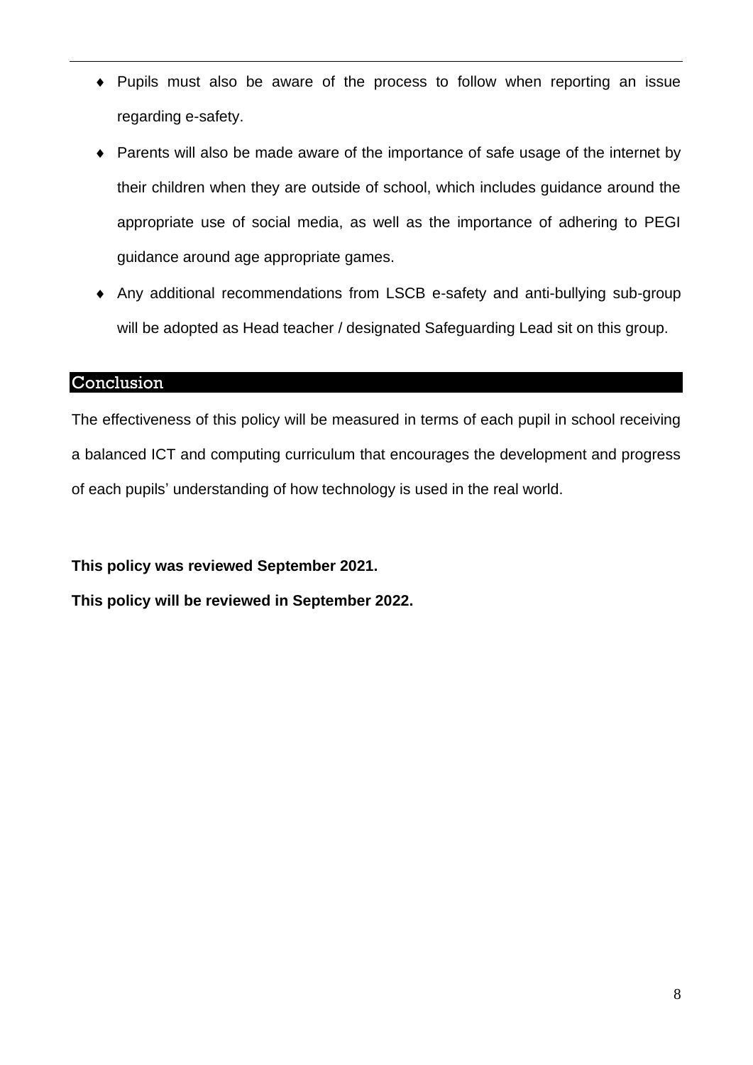- Pupils must also be aware of the process to follow when reporting an issue regarding e-safety.
- Parents will also be made aware of the importance of safe usage of the internet by their children when they are outside of school, which includes guidance around the appropriate use of social media, as well as the importance of adhering to PEGI guidance around age appropriate games.
- Any additional recommendations from LSCB e-safety and anti-bullying sub-group will be adopted as Head teacher / designated Safeguarding Lead sit on this group.

## Conclusion

The effectiveness of this policy will be measured in terms of each pupil in school receiving a balanced ICT and computing curriculum that encourages the development and progress of each pupils' understanding of how technology is used in the real world.

**This policy was reviewed September 2021.**

**This policy will be reviewed in September 2022.**